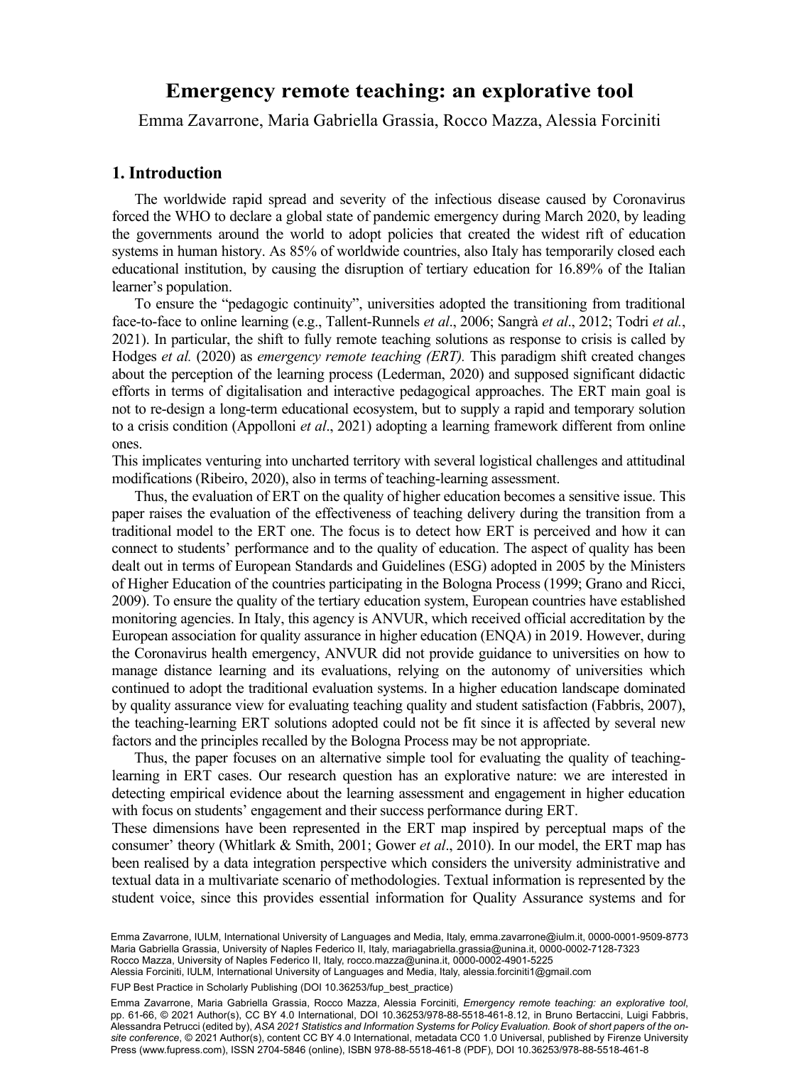# Emergency remote teaching: an explorative tool

Emma Zavarrone, Maria Gabriella Grassia, Rocco Mazza, Alessia Forciniti

## 1. Introduction

The worldwide rapid spread and severity of the infectious disease caused by Coronavirus forced the WHO to declare a global state of pandemic emergency during March 2020, by leading the governments around the world to adopt policies that created the widest rift of education systems in human history. As 85% of worldwide countries, also Italy has temporarily closed each educational institution, by causing the disruption of tertiary education for 16.89% of the Italian learner's population.

To ensure the "pedagogic continuity", universities adopted the transitioning from traditional face-to-face to online learning (e.g., Tallent-Runnels *et al*., 2006; Sangrà *et al*., 2012; Todri *et al.*, 2021). In particular, the shift to fully remote teaching solutions as response to crisis is called by Hodges *et al.* (2020) as *emergency remote teaching (ERT).* This paradigm shift created changes about the perception of the learning process (Lederman, 2020) and supposed significant didactic efforts in terms of digitalisation and interactive pedagogical approaches. The ERT main goal is not to re-design a long-term educational ecosystem, but to supply a rapid and temporary solution to a crisis condition (Appolloni *et al*., 2021) adopting a learning framework different from online ones.

This implicates venturing into uncharted territory with several logistical challenges and attitudinal modifications (Ribeiro, 2020), also in terms of teaching-learning assessment.

Thus, the evaluation of ERT on the quality of higher education becomes a sensitive issue. This paper raises the evaluation of the effectiveness of teaching delivery during the transition from a traditional model to the ERT one. The focus is to detect how ERT is perceived and how it can connect to students' performance and to the quality of education. The aspect of quality has been dealt out in terms of European Standards and Guidelines (ESG) adopted in 2005 by the Ministers of Higher Education of the countries participating in the Bologna Process (1999; Grano and Ricci, 2009). To ensure the quality of the tertiary education system, European countries have established monitoring agencies. In Italy, this agency is ANVUR, which received official accreditation by the European association for quality assurance in higher education (ENQA) in 2019. However, during the Coronavirus health emergency, ANVUR did not provide guidance to universities on how to manage distance learning and its evaluations, relying on the autonomy of universities which continued to adopt the traditional evaluation systems. In a higher education landscape dominated by quality assurance view for evaluating teaching quality and student satisfaction (Fabbris, 2007), the teaching-learning ERT solutions adopted could not be fit since it is affected by several new factors and the principles recalled by the Bologna Process may be not appropriate.

Thus, the paper focuses on an alternative simple tool for evaluating the quality of teaching-learning in ERT cases. Our research question has an explorative nature: we are interested in detecting empirical evidence about the learning assessment and engagement in higher education with focus on students' engagement and their success performance during ERT.

These dimensions have been represented in the ERT map inspired by perceptual maps of the consumer' theory (Whitlark & Smith, 2001; Gower *et al*., 2010). In our model, the ERT map has been realised by a data integration perspective which considers the university administrative and textual data in a multivariate scenario of methodologies. Textual information is represented by the student voice, since this provides essential information for Quality Assurance systems and for

Emma Zavarrone, IULM, International University of Languages and Media, Italy, emma.zavarrone@iulm.it, 0000-0001-9509-8773
Maria Gabriella Grassia, University of Naples Federico II, Italy, mariagabriella.grassia@unina.it, 0000-0002-7128-7323
Rocco Mazza, University of Naples Federico II, Italy, rocco.mazza@unina.it, 0000-0002-4901-5225
Alessia Forciniti, IULM, International University of Languages and Media, Italy, alessia.forciniti1@gmail.com

FUP Best Practice in Scholarly Publishing (DOI 10.36253/fup_best_practice)

Emma Zavarrone, Maria Gabriella Grassia, Rocco Mazza, Alessia Forciniti, *Emergency remote teaching: an explorative tool*, pp. 61-66, © 2021 Author(s), CC BY 4.0 International, DOI 10.36253/978-88-5518-461-8.12, in Bruno Bertaccini, Luigi Fabbris, Alessandra Petrucci (edited by), *ASA 2021 Statistics and Information Systems for Policy Evaluation. Book of short papers of the on-site conference*, © 2021 Author(s), content CC BY 4.0 International, metadata CC0 1.0 Universal, published by Firenze University Press (www.fupress.com), ISSN 2704-5846 (online), ISBN 978-88-5518-461-8 (PDF), DOI 10.36253/978-88-5518-461-8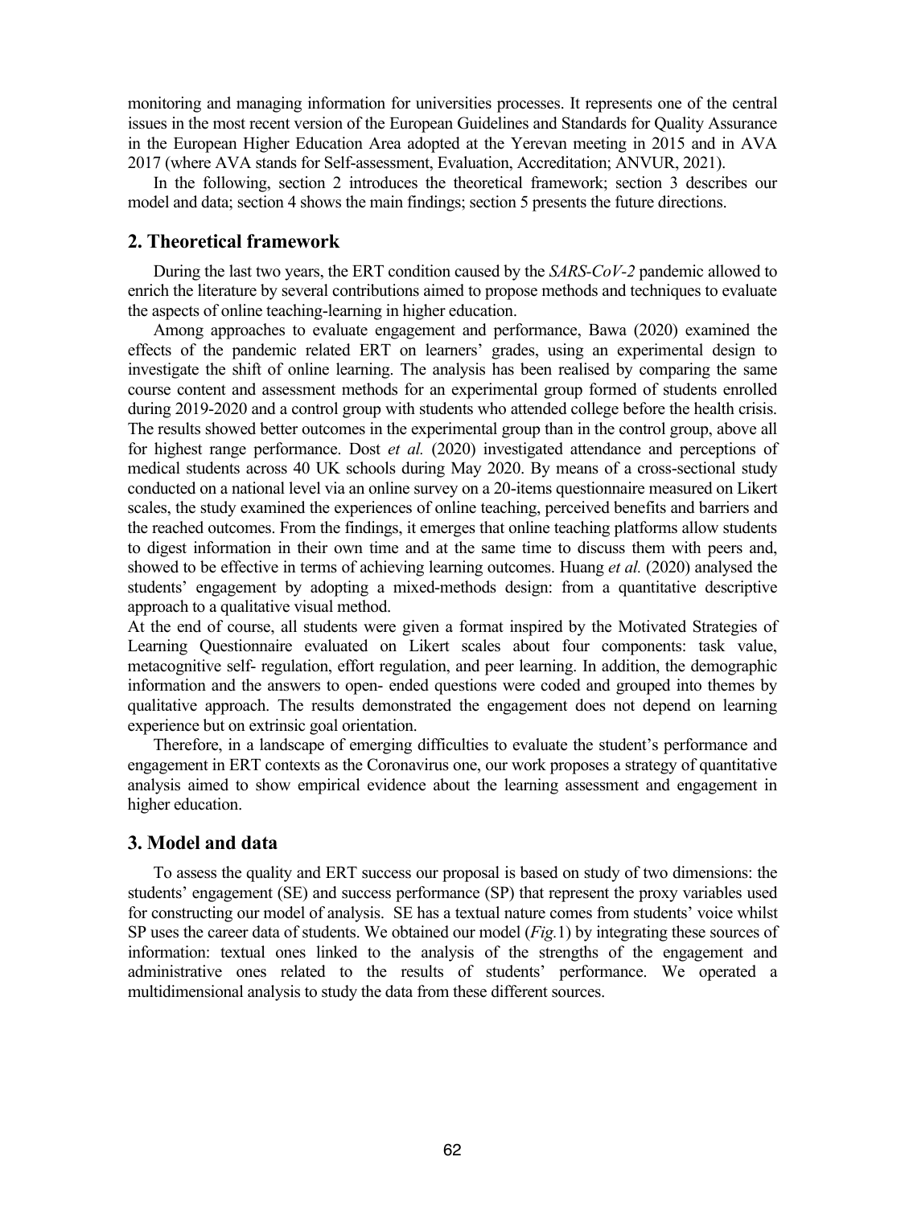monitoring and managing information for universities processes. It represents one of the central issues in the most recent version of the European Guidelines and Standards for Quality Assurance in the European Higher Education Area adopted at the Yerevan meeting in 2015 and in AVA 2017 (where AVA stands for Self-assessment, Evaluation, Accreditation; ANVUR, 2021).

In the following, section 2 introduces the theoretical framework; section 3 describes our model and data; section 4 shows the main findings; section 5 presents the future directions.

## 2. Theoretical framework

During the last two years, the ERT condition caused by the *SARS-CoV-2* pandemic allowed to enrich the literature by several contributions aimed to propose methods and techniques to evaluate the aspects of online teaching-learning in higher education.

Among approaches to evaluate engagement and performance, Bawa (2020) examined the effects of the pandemic related ERT on learners' grades, using an experimental design to investigate the shift of online learning. The analysis has been realised by comparing the same course content and assessment methods for an experimental group formed of students enrolled during 2019-2020 and a control group with students who attended college before the health crisis. The results showed better outcomes in the experimental group than in the control group, above all for highest range performance. Dost *et al.* (2020) investigated attendance and perceptions of medical students across 40 UK schools during May 2020. By means of a cross-sectional study conducted on a national level via an online survey on a 20-items questionnaire measured on Likert scales, the study examined the experiences of online teaching, perceived benefits and barriers and the reached outcomes. From the findings, it emerges that online teaching platforms allow students to digest information in their own time and at the same time to discuss them with peers and, showed to be effective in terms of achieving learning outcomes. Huang *et al.* (2020) analysed the students' engagement by adopting a mixed-methods design: from a quantitative descriptive approach to a qualitative visual method.

At the end of course, all students were given a format inspired by the Motivated Strategies of Learning Questionnaire evaluated on Likert scales about four components: task value, metacognitive self- regulation, effort regulation, and peer learning. In addition, the demographic information and the answers to open- ended questions were coded and grouped into themes by qualitative approach. The results demonstrated the engagement does not depend on learning experience but on extrinsic goal orientation.

Therefore, in a landscape of emerging difficulties to evaluate the student's performance and engagement in ERT contexts as the Coronavirus one, our work proposes a strategy of quantitative analysis aimed to show empirical evidence about the learning assessment and engagement in higher education.

## 3. Model and data

To assess the quality and ERT success our proposal is based on study of two dimensions: the students' engagement (SE) and success performance (SP) that represent the proxy variables used for constructing our model of analysis. SE has a textual nature comes from students' voice whilst SP uses the career data of students. We obtained our model (*Fig.*1) by integrating these sources of information: textual ones linked to the analysis of the strengths of the engagement and administrative ones related to the results of students' performance. We operated a multidimensional analysis to study the data from these different sources.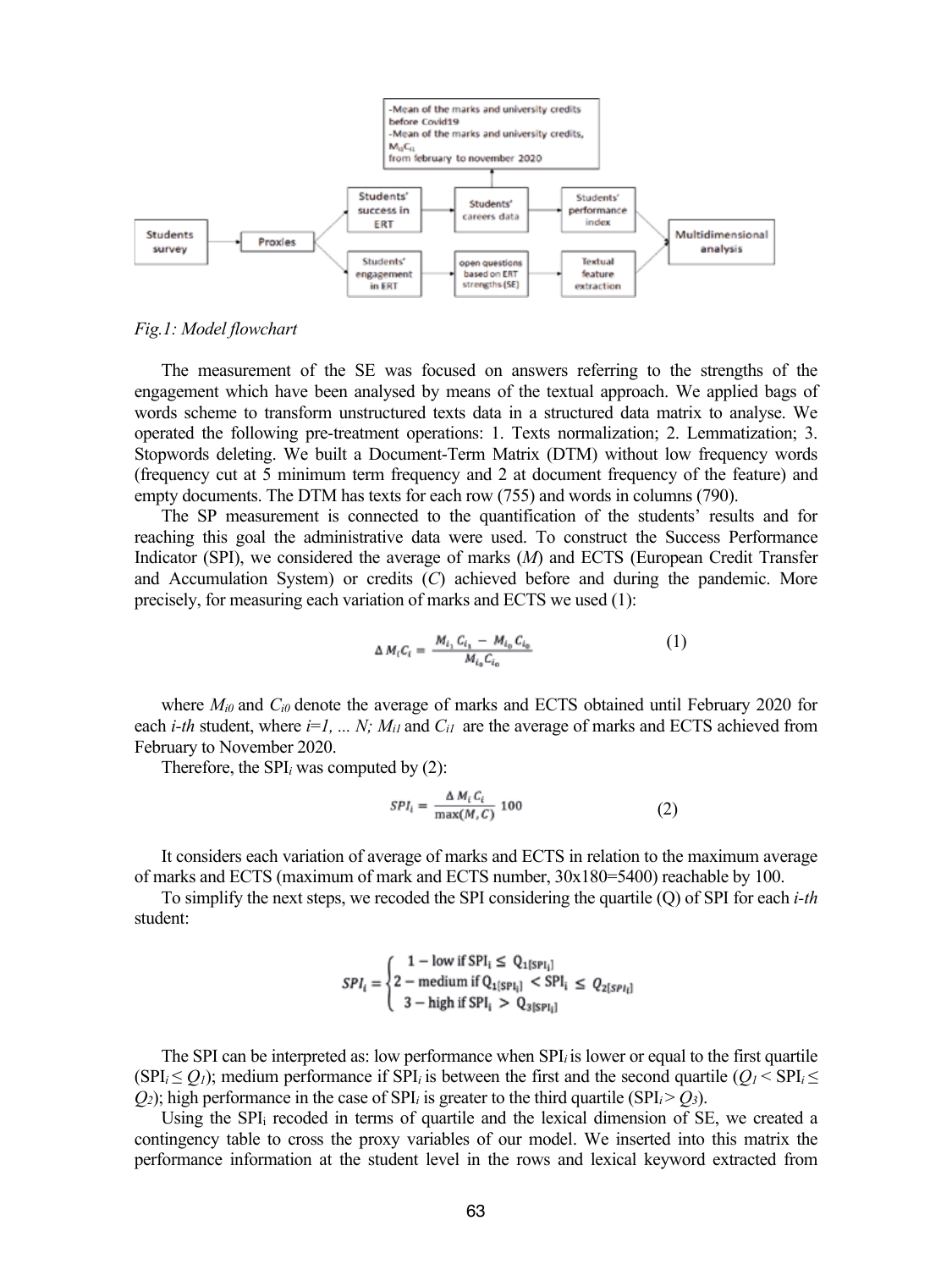*Fig.1: Model flowchart*

The measurement of the SE was focused on answers referring to the strengths of the engagement which have been analysed by means of the textual approach. We applied bags of words scheme to transform unstructured texts data in a structured data matrix to analyse. We operated the following pre-treatment operations: 1. Texts normalization; 2. Lemmatization; 3. Stopwords deleting. We built a Document-Term Matrix (DTM) without low frequency words (frequency cut at 5 minimum term frequency and 2 at document frequency of the feature) and empty documents. The DTM has texts for each row (755) and words in columns (790).

The SP measurement is connected to the quantification of the students' results and for reaching this goal the administrative data were used. To construct the Success Performance Indicator (SPI), we considered the average of marks (*M*) and ECTS (European Credit Transfer and Accumulation System) or credits (*C*) achieved before and during the pandemic. More precisely, for measuring each variation of marks and ECTS we used (1):

$$\Delta M_i C_i = \frac{M_{i_1} C_{i_1} - M_{i_0} C_{i_0}}{M_{i_0} C_{i_0}} \tag{1}$$

where $M_{i0}$ and $C_{i0}$ denote the average of marks and ECTS obtained until February 2020 for each *i-th* student, where $i=1, \dots N$; $M_{i1}$ and $C_{i1}$ are the average of marks and ECTS achieved from February to November 2020.

Therefore, the $SPI_i$ was computed by (2):

$$SPI_i = \frac{\Delta M_i C_i}{\max(M, C)} 100 \tag{2}$$

It considers each variation of average of marks and ECTS in relation to the maximum average of marks and ECTS (maximum of mark and ECTS number, 30x180=5400) reachable by 100.

To simplify the next steps, we recoded the SPI considering the quartile (Q) of SPI for each *i-th* student:

$$SPI_i = \begin{cases} 1 - \text{low if } SPI_i \leq Q_{1[SPI_i]} \\ 2 - \text{medium if } Q_{1[SPI_i]} < SPI_i \leq Q_{2[SPI_i]} \\ 3 - \text{high if } SPI_i > Q_{3[SPI_i]} \end{cases}$$

The SPI can be interpreted as: low performance when $SPI_i$ is lower or equal to the first quartile ($SPI_i \leq Q_1$); medium performance if $SPI_i$ is between the first and the second quartile ($Q_1 < SPI_i \leq Q_2$); high performance in the case of $SPI_i$ is greater to the third quartile ($SPI_i > Q_3$).

Using the $SPI_i$ recoded in terms of quartile and the lexical dimension of SE, we created a contingency table to cross the proxy variables of our model. We inserted into this matrix the performance information at the student level in the rows and lexical keyword extracted from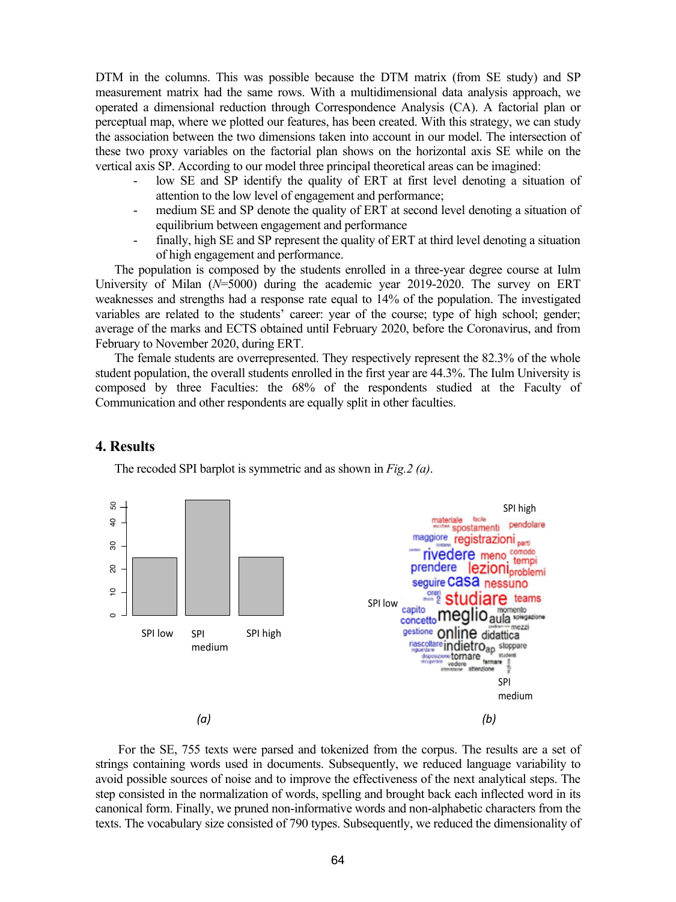DTM in the columns. This was possible because the DTM matrix (from SE study) and SP measurement matrix had the same rows. With a multidimensional data analysis approach, we operated a dimensional reduction through Correspondence Analysis (CA). A factorial plan or perceptual map, where we plotted our features, has been created. With this strategy, we can study the association between the two dimensions taken into account in our model. The intersection of these two proxy variables on the factorial plan shows on the horizontal axis SE while on the vertical axis SP. According to our model three principal theoretical areas can be imagined:

- low SE and SP identify the quality of ERT at first level denoting a situation of attention to the low level of engagement and performance;
- medium SE and SP denote the quality of ERT at second level denoting a situation of equilibrium between engagement and performance
- finally, high SE and SP represent the quality of ERT at third level denoting a situation of high engagement and performance.

The population is composed by the students enrolled in a three-year degree course at Iulm University of Milan (*N*=5000) during the academic year 2019-2020. The survey on ERT weaknesses and strengths had a response rate equal to 14% of the population. The investigated variables are related to the students' career: year of the course; type of high school; gender; average of the marks and ECTS obtained until February 2020, before the Coronavirus, and from February to November 2020, during ERT.

The female students are overrepresented. They respectively represent the 82.3% of the whole student population, the overall students enrolled in the first year are 44.3%. The Iulm University is composed by three Faculties: the 68% of the respondents studied at the Faculty of Communication and other respondents are equally split in other faculties.

## 4. Results

The recoded SPI barplot is symmetric and as shown in *Fig.2 (a)*.

*(a)* *(b)*

For the SE, 755 texts were parsed and tokenized from the corpus. The results are a set of strings containing words used in documents. Subsequently, we reduced language variability to avoid possible sources of noise and to improve the effectiveness of the next analytical steps. The step consisted in the normalization of words, spelling and brought back each inflected word in its canonical form. Finally, we pruned non-informative words and non-alphabetic characters from the texts. The vocabulary size consisted of 790 types. Subsequently, we reduced the dimensionality of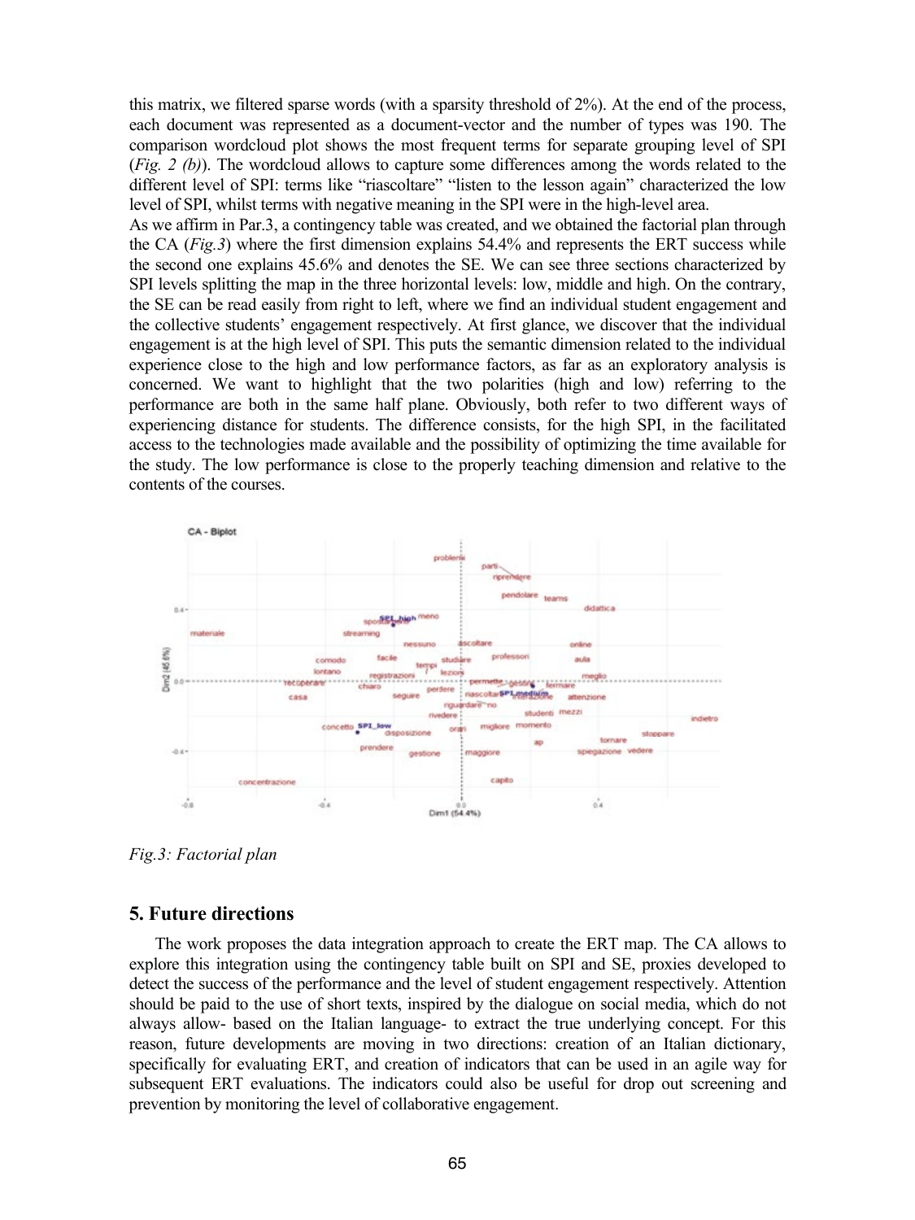this matrix, we filtered sparse words (with a sparsity threshold of 2%). At the end of the process, each document was represented as a document-vector and the number of types was 190. The comparison wordcloud plot shows the most frequent terms for separate grouping level of SPI (*Fig. 2 (b)*). The wordcloud allows to capture some differences among the words related to the different level of SPI: terms like "riascoltare" "listen to the lesson again" characterized the low level of SPI, whilst terms with negative meaning in the SPI were in the high-level area.

As we affirm in Par.3, a contingency table was created, and we obtained the factorial plan through the CA (*Fig.3*) where the first dimension explains 54.4% and represents the ERT success while the second one explains 45.6% and denotes the SE. We can see three sections characterized by SPI levels splitting the map in the three horizontal levels: low, middle and high. On the contrary, the SE can be read easily from right to left, where we find an individual student engagement and the collective students' engagement respectively. At first glance, we discover that the individual engagement is at the high level of SPI. This puts the semantic dimension related to the individual experience close to the high and low performance factors, as far as an exploratory analysis is concerned. We want to highlight that the two polarities (high and low) referring to the performance are both in the same half plane. Obviously, both refer to two different ways of experiencing distance for students. The difference consists, for the high SPI, in the facilitated access to the technologies made available and the possibility of optimizing the time available for the study. The low performance is close to the properly teaching dimension and relative to the contents of the courses.

*Fig.3: Factorial plan*

## 5. Future directions

The work proposes the data integration approach to create the ERT map. The CA allows to explore this integration using the contingency table built on SPI and SE, proxies developed to detect the success of the performance and the level of student engagement respectively. Attention should be paid to the use of short texts, inspired by the dialogue on social media, which do not always allow- based on the Italian language- to extract the true underlying concept. For this reason, future developments are moving in two directions: creation of an Italian dictionary, specifically for evaluating ERT, and creation of indicators that can be used in an agile way for subsequent ERT evaluations. The indicators could also be useful for drop out screening and prevention by monitoring the level of collaborative engagement.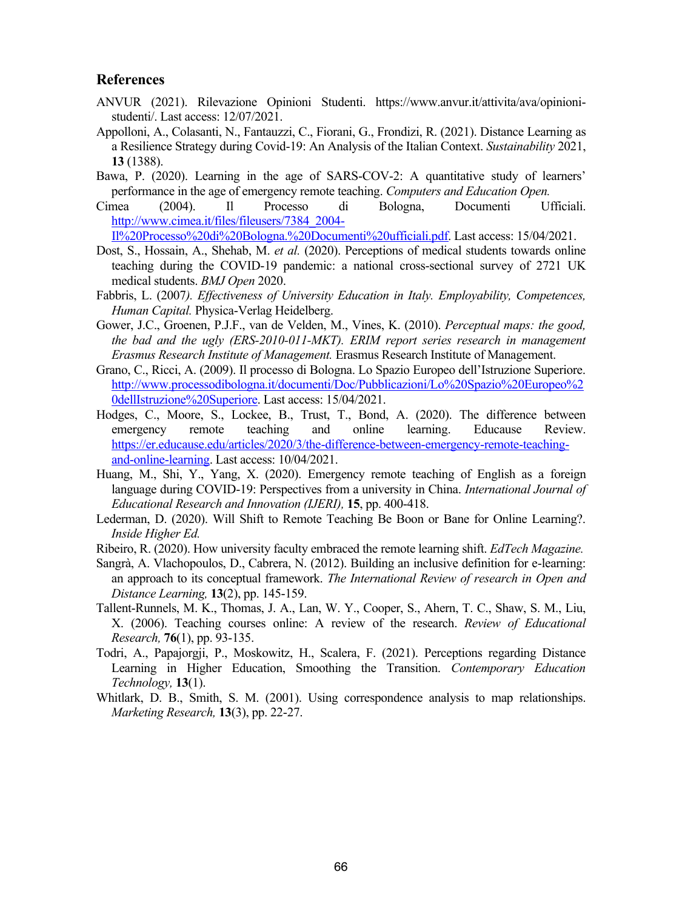## References

ANVUR (2021). Rilevazione Opinioni Studenti. https://www.anvur.it/attivita/ava/opinioni-studenti/. Last access: 12/07/2021.

Appolloni, A., Colasanti, N., Fantauzzi, C., Fiorani, G., Frondizi, R. (2021). Distance Learning as a Resilience Strategy during Covid-19: An Analysis of the Italian Context. *Sustainability* 2021, **13** (1388).

Bawa, P. (2020). Learning in the age of SARS-COV-2: A quantitative study of learners' performance in the age of emergency remote teaching. *Computers and Education Open.*

Cimea (2004). Il Processo di Bologna, Documenti Ufficiali. http://www.cimea.it/files/fileusers/7384_2004-Il%20Processo%20di%20Bologna.%20Documenti%20ufficiali.pdf. Last access: 15/04/2021.

Dost, S., Hossain, A., Shehab, M. *et al.* (2020). Perceptions of medical students towards online teaching during the COVID-19 pandemic: a national cross-sectional survey of 2721 UK medical students. *BMJ Open* 2020.

Fabbris, L. (2007*). Effectiveness of University Education in Italy. Employability, Competences, Human Capital.* Physica-Verlag Heidelberg.

Gower, J.C., Groenen, P.J.F., van de Velden, M., Vines, K. (2010). *Perceptual maps: the good, the bad and the ugly (ERS-2010-011-MKT). ERIM report series research in management Erasmus Research Institute of Management.* Erasmus Research Institute of Management.

Grano, C., Ricci, A. (2009). Il processo di Bologna. Lo Spazio Europeo dell'Istruzione Superiore. http://www.processodibologna.it/documenti/Doc/Pubblicazioni/Lo%20Spazio%20Europeo%20dellIstruzione%20Superiore. Last access: 15/04/2021.

Hodges, C., Moore, S., Lockee, B., Trust, T., Bond, A. (2020). The difference between emergency remote teaching and online learning. Educause Review. https://er.educause.edu/articles/2020/3/the-difference-between-emergency-remote-teaching-and-online-learning. Last access: 10/04/2021.

Huang, M., Shi, Y., Yang, X. (2020). Emergency remote teaching of English as a foreign language during COVID-19: Perspectives from a university in China. *International Journal of Educational Research and Innovation (IJERI),* **15**, pp. 400-418.

Lederman, D. (2020). Will Shift to Remote Teaching Be Boon or Bane for Online Learning?. *Inside Higher Ed.*

Ribeiro, R. (2020). How university faculty embraced the remote learning shift. *EdTech Magazine.*

Sangrà, A. Vlachopoulos, D., Cabrera, N. (2012). Building an inclusive definition for e-learning: an approach to its conceptual framework. *The International Review of research in Open and Distance Learning,* **13**(2), pp. 145-159.

Tallent-Runnels, M. K., Thomas, J. A., Lan, W. Y., Cooper, S., Ahern, T. C., Shaw, S. M., Liu, X. (2006). Teaching courses online: A review of the research. *Review of Educational Research,* **76**(1), pp. 93-135.

Todri, A., Papajorgji, P., Moskowitz, H., Scalera, F. (2021). Perceptions regarding Distance Learning in Higher Education, Smoothing the Transition. *Contemporary Education Technology,* **13**(1).

Whitlark, D. B., Smith, S. M. (2001). Using correspondence analysis to map relationships. *Marketing Research,* **13**(3), pp. 22-27.